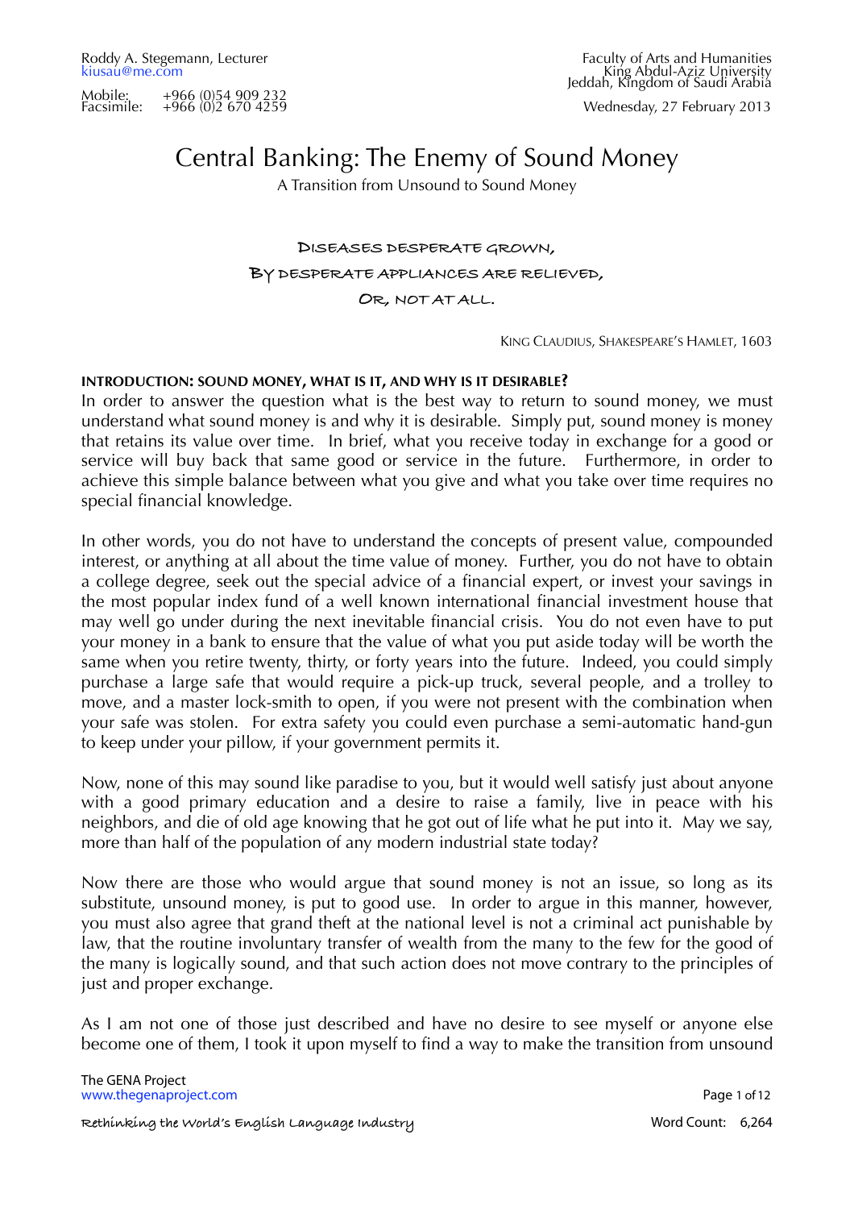Roddy A. Stegemann, Lecturer
kiusau@me.com

Mobile: +966 (0)54 909 232
Facsimile: +966 (0)2 670 4259

Faculty of Arts and Humanities
King Abdul-Aziz University
Jeddah, Kingdom of Saudi Arabia

Wednesday, 27 February 2013

# Central Banking: The Enemy of Sound Money

A Transition from Unsound to Sound Money

DISEASES DESPERATE GROWN,
BY DESPERATE APPLIANCES ARE RELIEVED,
OR, NOT AT ALL.

KING CLAUDIUS, SHAKESPEARE'S HAMLET, 1603

## INTRODUCTION: SOUND MONEY, WHAT IS IT, AND WHY IS IT DESIRABLE?

In order to answer the question what is the best way to return to sound money, we must understand what sound money is and why it is desirable. Simply put, sound money is money that retains its value over time. In brief, what you receive today in exchange for a good or service will buy back that same good or service in the future. Furthermore, in order to achieve this simple balance between what you give and what you take over time requires no special financial knowledge.

In other words, you do not have to understand the concepts of present value, compounded interest, or anything at all about the time value of money. Further, you do not have to obtain a college degree, seek out the special advice of a financial expert, or invest your savings in the most popular index fund of a well known international financial investment house that may well go under during the next inevitable financial crisis. You do not even have to put your money in a bank to ensure that the value of what you put aside today will be worth the same when you retire twenty, thirty, or forty years into the future. Indeed, you could simply purchase a large safe that would require a pick-up truck, several people, and a trolley to move, and a master lock-smith to open, if you were not present with the combination when your safe was stolen. For extra safety you could even purchase a semi-automatic hand-gun to keep under your pillow, if your government permits it.

Now, none of this may sound like paradise to you, but it would well satisfy just about anyone with a good primary education and a desire to raise a family, live in peace with his neighbors, and die of old age knowing that he got out of life what he put into it. May we say, more than half of the population of any modern industrial state today?

Now there are those who would argue that sound money is not an issue, so long as its substitute, unsound money, is put to good use. In order to argue in this manner, however, you must also agree that grand theft at the national level is not a criminal act punishable by law, that the routine involuntary transfer of wealth from the many to the few for the good of the many is logically sound, and that such action does not move contrary to the principles of just and proper exchange.

As I am not one of those just described and have no desire to see myself or anyone else become one of them, I took it upon myself to find a way to make the transition from unsound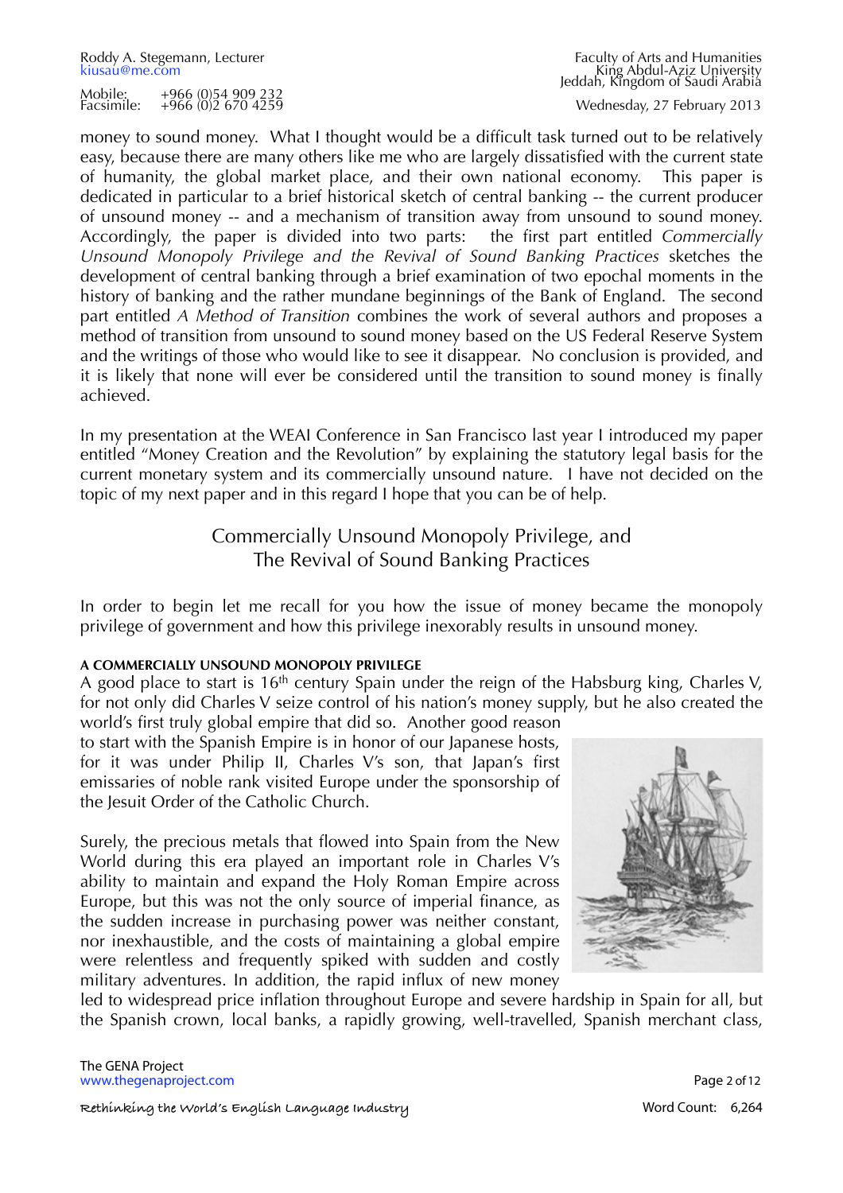money to sound money. What I thought would be a difficult task turned out to be relatively easy, because there are many others like me who are largely dissatisfied with the current state of humanity, the global market place, and their own national economy. This paper is dedicated in particular to a brief historical sketch of central banking -- the current producer of unsound money -- and a mechanism of transition away from unsound to sound money. Accordingly, the paper is divided into two parts: the first part entitled *Commercially Unsound Monopoly Privilege and the Revival of Sound Banking Practices* sketches the development of central banking through a brief examination of two epochal moments in the history of banking and the rather mundane beginnings of the Bank of England. The second part entitled *A Method of Transition* combines the work of several authors and proposes a method of transition from unsound to sound money based on the US Federal Reserve System and the writings of those who would like to see it disappear. No conclusion is provided, and it is likely that none will ever be considered until the transition to sound money is finally achieved.

In my presentation at the WEAI Conference in San Francisco last year I introduced my paper entitled "Money Creation and the Revolution" by explaining the statutory legal basis for the current monetary system and its commercially unsound nature. I have not decided on the topic of my next paper and in this regard I hope that you can be of help.

## Commercially Unsound Monopoly Privilege, and The Revival of Sound Banking Practices

In order to begin let me recall for you how the issue of money became the monopoly privilege of government and how this privilege inexorably results in unsound money.

### A COMMERCIALLY UNSOUND MONOPOLY PRIVILEGE

A good place to start is 16th century Spain under the reign of the Habsburg king, Charles V, for not only did Charles V seize control of his nation's money supply, but he also created the world's first truly global empire that did so. Another good reason to start with the Spanish Empire is in honor of our Japanese hosts, for it was under Philip II, Charles V's son, that Japan's first emissaries of noble rank visited Europe under the sponsorship of the Jesuit Order of the Catholic Church.

Surely, the precious metals that flowed into Spain from the New World during this era played an important role in Charles V's ability to maintain and expand the Holy Roman Empire across Europe, but this was not the only source of imperial finance, as the sudden increase in purchasing power was neither constant, nor inexhaustible, and the costs of maintaining a global empire were relentless and frequently spiked with sudden and costly military adventures. In addition, the rapid influx of new money led to widespread price inflation throughout Europe and severe hardship in Spain for all, but the Spanish crown, local banks, a rapidly growing, well-travelled, Spanish merchant class,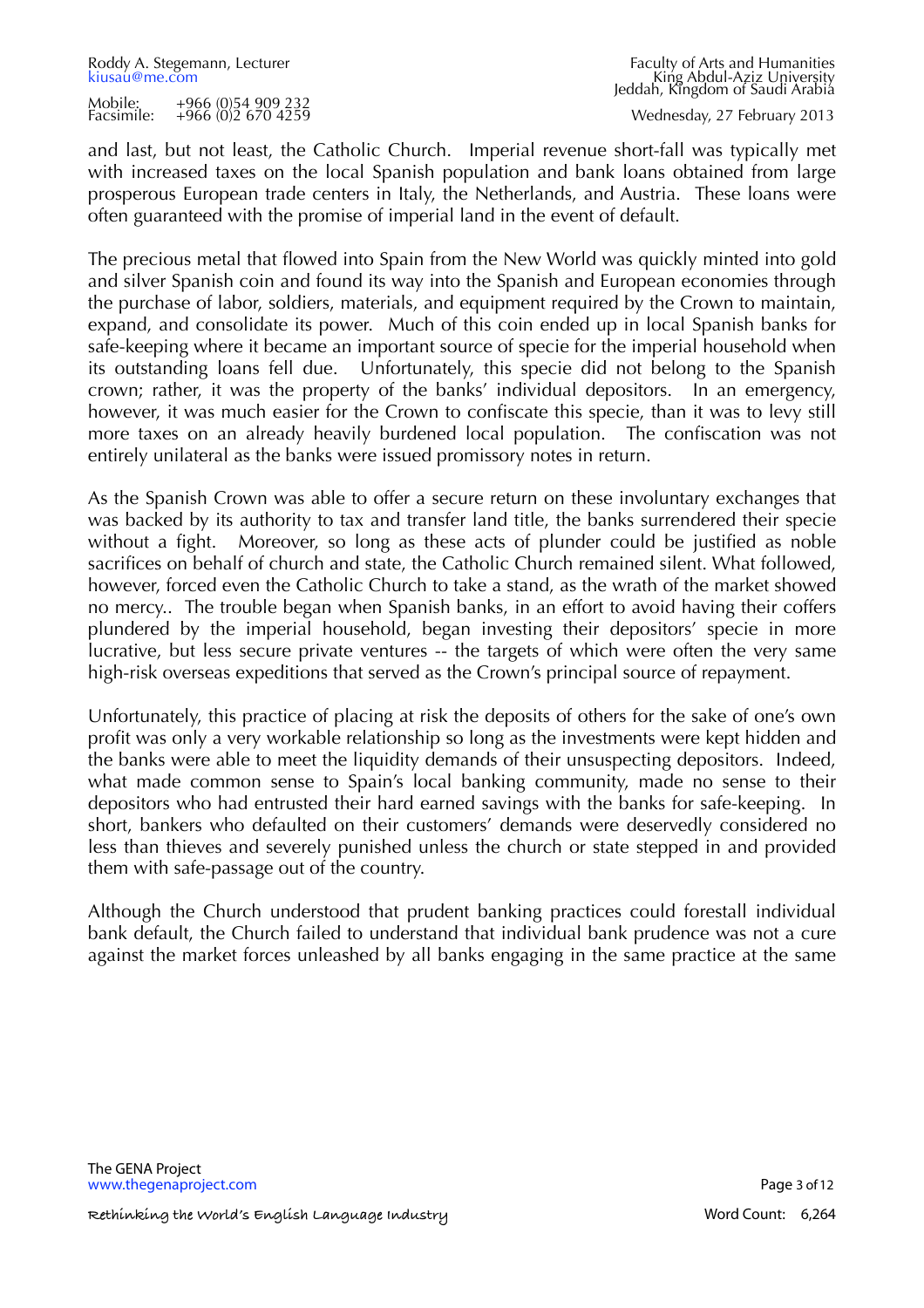and last, but not least, the Catholic Church. Imperial revenue short-fall was typically met with increased taxes on the local Spanish population and bank loans obtained from large prosperous European trade centers in Italy, the Netherlands, and Austria. These loans were often guaranteed with the promise of imperial land in the event of default.

The precious metal that flowed into Spain from the New World was quickly minted into gold and silver Spanish coin and found its way into the Spanish and European economies through the purchase of labor, soldiers, materials, and equipment required by the Crown to maintain, expand, and consolidate its power. Much of this coin ended up in local Spanish banks for safe-keeping where it became an important source of specie for the imperial household when its outstanding loans fell due. Unfortunately, this specie did not belong to the Spanish crown; rather, it was the property of the banks' individual depositors. In an emergency, however, it was much easier for the Crown to confiscate this specie, than it was to levy still more taxes on an already heavily burdened local population. The confiscation was not entirely unilateral as the banks were issued promissory notes in return.

As the Spanish Crown was able to offer a secure return on these involuntary exchanges that was backed by its authority to tax and transfer land title, the banks surrendered their specie without a fight. Moreover, so long as these acts of plunder could be justified as noble sacrifices on behalf of church and state, the Catholic Church remained silent. What followed, however, forced even the Catholic Church to take a stand, as the wrath of the market showed no mercy.. The trouble began when Spanish banks, in an effort to avoid having their coffers plundered by the imperial household, began investing their depositors' specie in more lucrative, but less secure private ventures -- the targets of which were often the very same high-risk overseas expeditions that served as the Crown's principal source of repayment.

Unfortunately, this practice of placing at risk the deposits of others for the sake of one's own profit was only a very workable relationship so long as the investments were kept hidden and the banks were able to meet the liquidity demands of their unsuspecting depositors. Indeed, what made common sense to Spain's local banking community, made no sense to their depositors who had entrusted their hard earned savings with the banks for safe-keeping. In short, bankers who defaulted on their customers' demands were deservedly considered no less than thieves and severely punished unless the church or state stepped in and provided them with safe-passage out of the country.

Although the Church understood that prudent banking practices could forestall individual bank default, the Church failed to understand that individual bank prudence was not a cure against the market forces unleashed by all banks engaging in the same practice at the same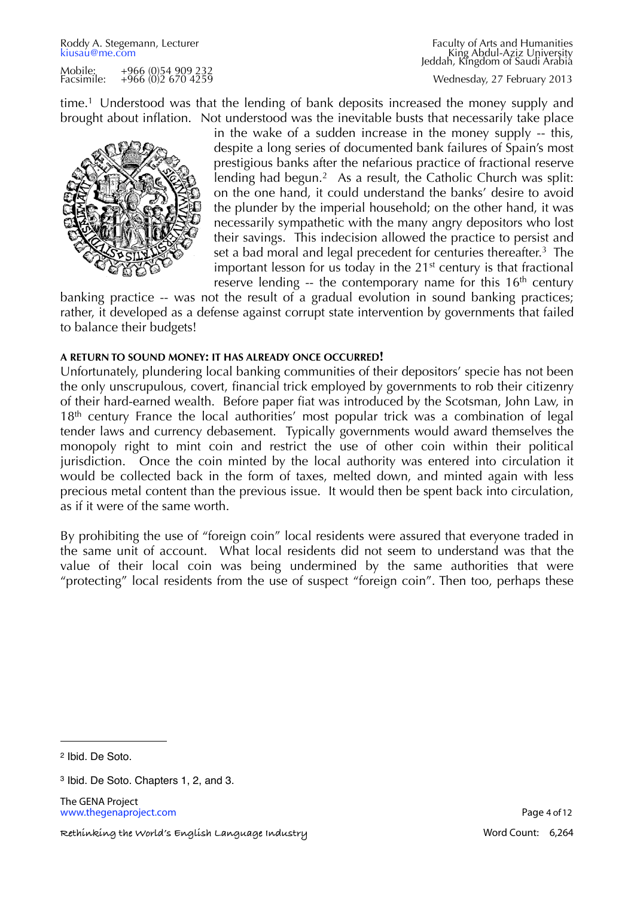time.[1] Understood was that the lending of bank deposits increased the money supply and brought about inflation. Not understood was the inevitable busts that necessarily take place in the wake of a sudden increase in the money supply -- this, despite a long series of documented bank failures of Spain's most prestigious banks after the nefarious practice of fractional reserve lending had begun.[2] As a result, the Catholic Church was split: on the one hand, it could understand the banks' desire to avoid the plunder by the imperial household; on the other hand, it was necessarily sympathetic with the many angry depositors who lost their savings. This indecision allowed the practice to persist and set a bad moral and legal precedent for centuries thereafter.[3] The important lesson for us today in the 21st century is that fractional reserve lending -- the contemporary name for this 16th century banking practice -- was not the result of a gradual evolution in sound banking practices; rather, it developed as a defense against corrupt state intervention by governments that failed to balance their budgets!

#### A RETURN TO SOUND MONEY: IT HAS ALREADY ONCE OCCURRED!

Unfortunately, plundering local banking communities of their depositors' specie has not been the only unscrupulous, covert, financial trick employed by governments to rob their citizenry of their hard-earned wealth. Before paper fiat was introduced by the Scotsman, John Law, in 18th century France the local authorities' most popular trick was a combination of legal tender laws and currency debasement. Typically governments would award themselves the monopoly right to mint coin and restrict the use of other coin within their political jurisdiction. Once the coin minted by the local authority was entered into circulation it would be collected back in the form of taxes, melted down, and minted again with less precious metal content than the previous issue. It would then be spent back into circulation, as if it were of the same worth.

By prohibiting the use of "foreign coin" local residents were assured that everyone traded in the same unit of account. What local residents did not seem to understand was that the value of their local coin was being undermined by the same authorities that were "protecting" local residents from the use of suspect "foreign coin". Then too, perhaps these

---

[2] Ibid. De Soto.

[3] Ibid. De Soto. Chapters 1, 2, and 3.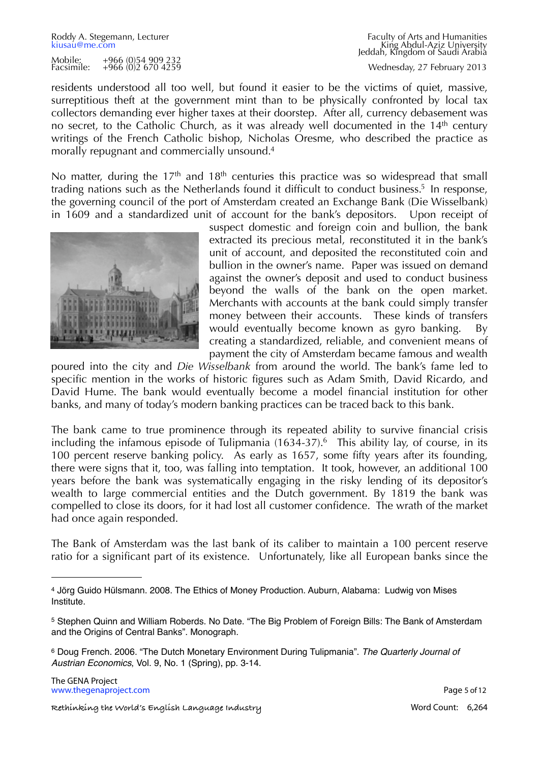residents understood all too well, but found it easier to be the victims of quiet, massive, surreptitious theft at the government mint than to be physically confronted by local tax collectors demanding ever higher taxes at their doorstep. After all, currency debasement was no secret, to the Catholic Church, as it was already well documented in the 14th century writings of the French Catholic bishop, Nicholas Oresme, who described the practice as morally repugnant and commercially unsound.[4]

No matter, during the 17th and 18th centuries this practice was so widespread that small trading nations such as the Netherlands found it difficult to conduct business.[5] In response, the governing council of the port of Amsterdam created an Exchange Bank (Die Wisselbank) in 1609 and a standardized unit of account for the bank's depositors. Upon receipt of suspect domestic and foreign coin and bullion, the bank extracted its precious metal, reconstituted it in the bank's unit of account, and deposited the reconstituted coin and bullion in the owner's name. Paper was issued on demand against the owner's deposit and used to conduct business beyond the walls of the bank on the open market. Merchants with accounts at the bank could simply transfer money between their accounts. These kinds of transfers would eventually become known as gyro banking. By creating a standardized, reliable, and convenient means of payment the city of Amsterdam became famous and wealth poured into the city and *Die Wisselbank* from around the world. The bank's fame led to specific mention in the works of historic figures such as Adam Smith, David Ricardo, and David Hume. The bank would eventually become a model financial institution for other banks, and many of today's modern banking practices can be traced back to this bank.

The bank came to true prominence through its repeated ability to survive financial crisis including the infamous episode of Tulipmania (1634-37).[6] This ability lay, of course, in its 100 percent reserve banking policy. As early as 1657, some fifty years after its founding, there were signs that it, too, was falling into temptation. It took, however, an additional 100 years before the bank was systematically engaging in the risky lending of its depositor's wealth to large commercial entities and the Dutch government. By 1819 the bank was compelled to close its doors, for it had lost all customer confidence. The wrath of the market had once again responded.

The Bank of Amsterdam was the last bank of its caliber to maintain a 100 percent reserve ratio for a significant part of its existence. Unfortunately, like all European banks since the

---

[4] Jörg Guido Hülsmann. 2008. The Ethics of Money Production. Auburn, Alabama: Ludwig von Mises Institute.

[5] Stephen Quinn and William Roberds. No Date. "The Big Problem of Foreign Bills: The Bank of Amsterdam and the Origins of Central Banks". Monograph.

[6] Doug French. 2006. "The Dutch Monetary Environment During Tulipmania". *The Quarterly Journal of Austrian Economics*, Vol. 9, No. 1 (Spring), pp. 3-14.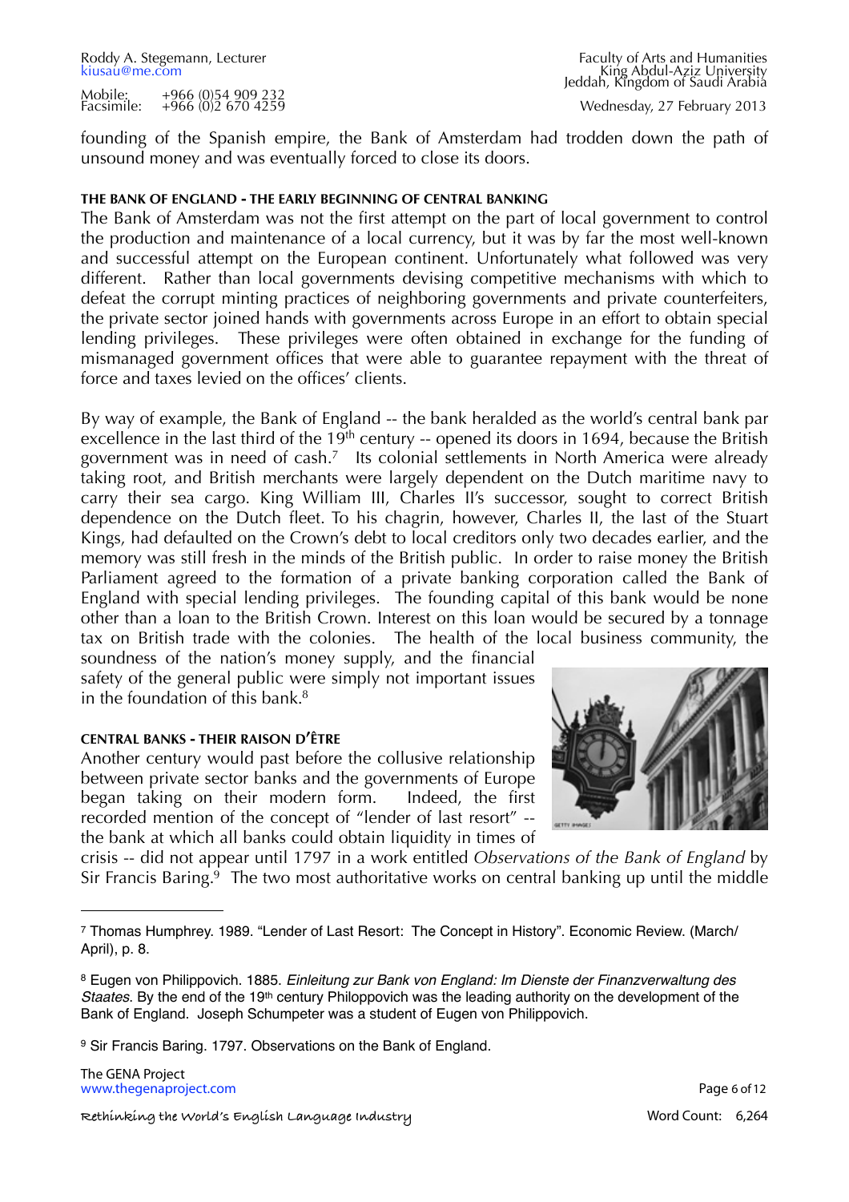founding of the Spanish empire, the Bank of Amsterdam had trodden down the path of unsound money and was eventually forced to close its doors.

#### THE BANK OF ENGLAND - THE EARLY BEGINNING OF CENTRAL BANKING

The Bank of Amsterdam was not the first attempt on the part of local government to control the production and maintenance of a local currency, but it was by far the most well-known and successful attempt on the European continent. Unfortunately what followed was very different. Rather than local governments devising competitive mechanisms with which to defeat the corrupt minting practices of neighboring governments and private counterfeiters, the private sector joined hands with governments across Europe in an effort to obtain special lending privileges. These privileges were often obtained in exchange for the funding of mismanaged government offices that were able to guarantee repayment with the threat of force and taxes levied on the offices' clients.

By way of example, the Bank of England -- the bank heralded as the world's central bank par excellence in the last third of the 19th century -- opened its doors in 1694, because the British government was in need of cash.[7] Its colonial settlements in North America were already taking root, and British merchants were largely dependent on the Dutch maritime navy to carry their sea cargo. King William III, Charles II's successor, sought to correct British dependence on the Dutch fleet. To his chagrin, however, Charles II, the last of the Stuart Kings, had defaulted on the Crown's debt to local creditors only two decades earlier, and the memory was still fresh in the minds of the British public. In order to raise money the British Parliament agreed to the formation of a private banking corporation called the Bank of England with special lending privileges. The founding capital of this bank would be none other than a loan to the British Crown. Interest on this loan would be secured by a tonnage tax on British trade with the colonies. The health of the local business community, the soundness of the nation's money supply, and the financial safety of the general public were simply not important issues in the foundation of this bank.[8]

#### CENTRAL BANKS - THEIR RAISON D'ÊTRE

Another century would past before the collusive relationship between private sector banks and the governments of Europe began taking on their modern form. Indeed, the first recorded mention of the concept of "lender of last resort" -- the bank at which all banks could obtain liquidity in times of crisis -- did not appear until 1797 in a work entitled *Observations of the Bank of England* by Sir Francis Baring.[9] The two most authoritative works on central banking up until the middle

---

[7] Thomas Humphrey. 1989. "Lender of Last Resort: The Concept in History". Economic Review. (March/April), p. 8.

[8] Eugen von Philippovich. 1885. *Einleitung zur Bank von England: Im Dienste der Finanzverwaltung des Staates*. By the end of the 19th century Philoppovich was the leading authority on the development of the Bank of England. Joseph Schumpeter was a student of Eugen von Philippovich.

[9] Sir Francis Baring. 1797. Observations on the Bank of England.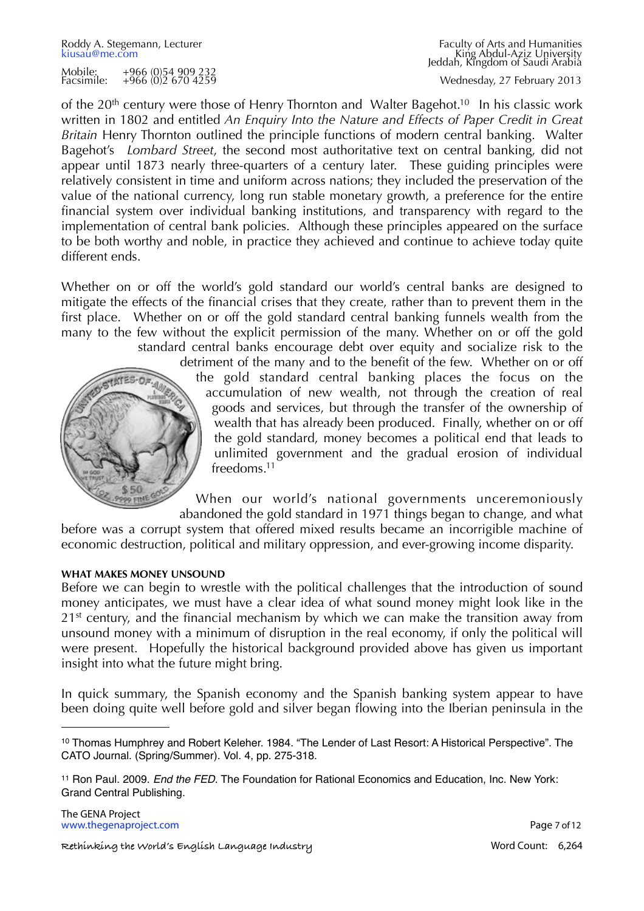of the 20th century were those of Henry Thornton and Walter Bagehot.[10] In his classic work written in 1802 and entitled *An Enquiry Into the Nature and Effects of Paper Credit in Great Britain* Henry Thornton outlined the principle functions of modern central banking. Walter Bagehot's *Lombard Street*, the second most authoritative text on central banking, did not appear until 1873 nearly three-quarters of a century later. These guiding principles were relatively consistent in time and uniform across nations; they included the preservation of the value of the national currency, long run stable monetary growth, a preference for the entire financial system over individual banking institutions, and transparency with regard to the implementation of central bank policies. Although these principles appeared on the surface to be both worthy and noble, in practice they achieved and continue to achieve today quite different ends.

Whether on or off the world's gold standard our world's central banks are designed to mitigate the effects of the financial crises that they create, rather than to prevent them in the first place. Whether on or off the gold standard central banking funnels wealth from the many to the few without the explicit permission of the many. Whether on or off the gold standard central banks encourage debt over equity and socialize risk to the detriment of the many and to the benefit of the few. Whether on or off the gold standard central banking places the focus on the accumulation of new wealth, not through the creation of real goods and services, but through the transfer of the ownership of wealth that has already been produced. Finally, whether on or off the gold standard, money becomes a political end that leads to unlimited government and the gradual erosion of individual freedoms.[11]

When our world's national governments unceremoniously abandoned the gold standard in 1971 things began to change, and what before was a corrupt system that offered mixed results became an incorrigible machine of economic destruction, political and military oppression, and ever-growing income disparity.

**WHAT MAKES MONEY UNSOUND**

Before we can begin to wrestle with the political challenges that the introduction of sound money anticipates, we must have a clear idea of what sound money might look like in the 21st century, and the financial mechanism by which we can make the transition away from unsound money with a minimum of disruption in the real economy, if only the political will were present. Hopefully the historical background provided above has given us important insight into what the future might bring.

In quick summary, the Spanish economy and the Spanish banking system appear to have been doing quite well before gold and silver began flowing into the Iberian peninsula in the

---

[10] Thomas Humphrey and Robert Keleher. 1984. "The Lender of Last Resort: A Historical Perspective". The CATO Journal. (Spring/Summer). Vol. 4, pp. 275-318.

[11] Ron Paul. 2009. *End the FED*. The Foundation for Rational Economics and Education, Inc. New York: Grand Central Publishing.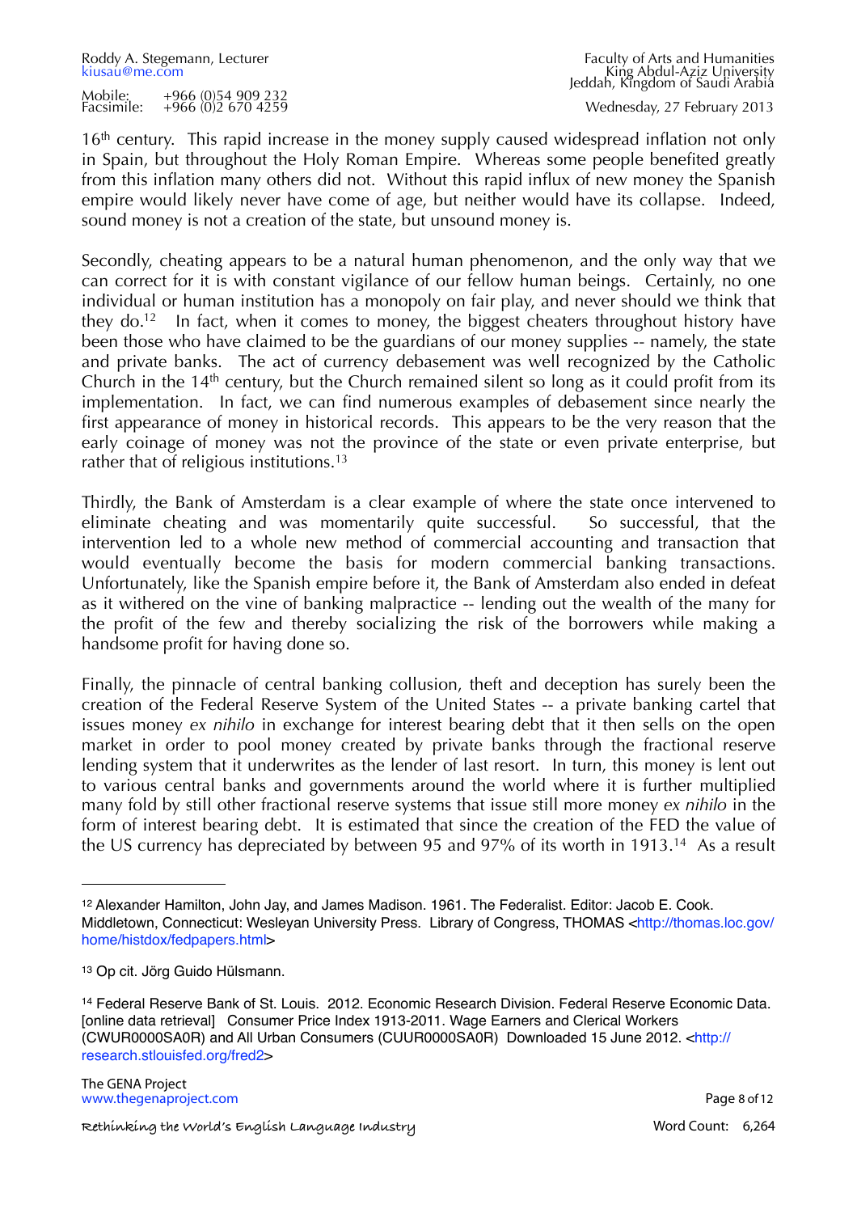16th century. This rapid increase in the money supply caused widespread inflation not only in Spain, but throughout the Holy Roman Empire. Whereas some people benefited greatly from this inflation many others did not. Without this rapid influx of new money the Spanish empire would likely never have come of age, but neither would have its collapse. Indeed, sound money is not a creation of the state, but unsound money is.

Secondly, cheating appears to be a natural human phenomenon, and the only way that we can correct for it is with constant vigilance of our fellow human beings. Certainly, no one individual or human institution has a monopoly on fair play, and never should we think that they do.[12] In fact, when it comes to money, the biggest cheaters throughout history have been those who have claimed to be the guardians of our money supplies -- namely, the state and private banks. The act of currency debasement was well recognized by the Catholic Church in the 14th century, but the Church remained silent so long as it could profit from its implementation. In fact, we can find numerous examples of debasement since nearly the first appearance of money in historical records. This appears to be the very reason that the early coinage of money was not the province of the state or even private enterprise, but rather that of religious institutions.[13]

Thirdly, the Bank of Amsterdam is a clear example of where the state once intervened to eliminate cheating and was momentarily quite successful. So successful, that the intervention led to a whole new method of commercial accounting and transaction that would eventually become the basis for modern commercial banking transactions. Unfortunately, like the Spanish empire before it, the Bank of Amsterdam also ended in defeat as it withered on the vine of banking malpractice -- lending out the wealth of the many for the profit of the few and thereby socializing the risk of the borrowers while making a handsome profit for having done so.

Finally, the pinnacle of central banking collusion, theft and deception has surely been the creation of the Federal Reserve System of the United States -- a private banking cartel that issues money *ex nihilo* in exchange for interest bearing debt that it then sells on the open market in order to pool money created by private banks through the fractional reserve lending system that it underwrites as the lender of last resort. In turn, this money is lent out to various central banks and governments around the world where it is further multiplied many fold by still other fractional reserve systems that issue still more money *ex nihilo* in the form of interest bearing debt. It is estimated that since the creation of the FED the value of the US currency has depreciated by between 95 and 97% of its worth in 1913.[14] As a result

---

[12] Alexander Hamilton, John Jay, and James Madison. 1961. The Federalist. Editor: Jacob E. Cook. Middletown, Connecticut: Wesleyan University Press. Library of Congress, THOMAS <http://thomas.loc.gov/home/histdox/fedpapers.html>

[13] Op cit. Jörg Guido Hülsmann.

[14] Federal Reserve Bank of St. Louis. 2012. Economic Research Division. Federal Reserve Economic Data. [online data retrieval] Consumer Price Index 1913-2011. Wage Earners and Clerical Workers (CWUR0000SA0R) and All Urban Consumers (CUUR0000SA0R) Downloaded 15 June 2012. <http://research.stlouisfed.org/fred2>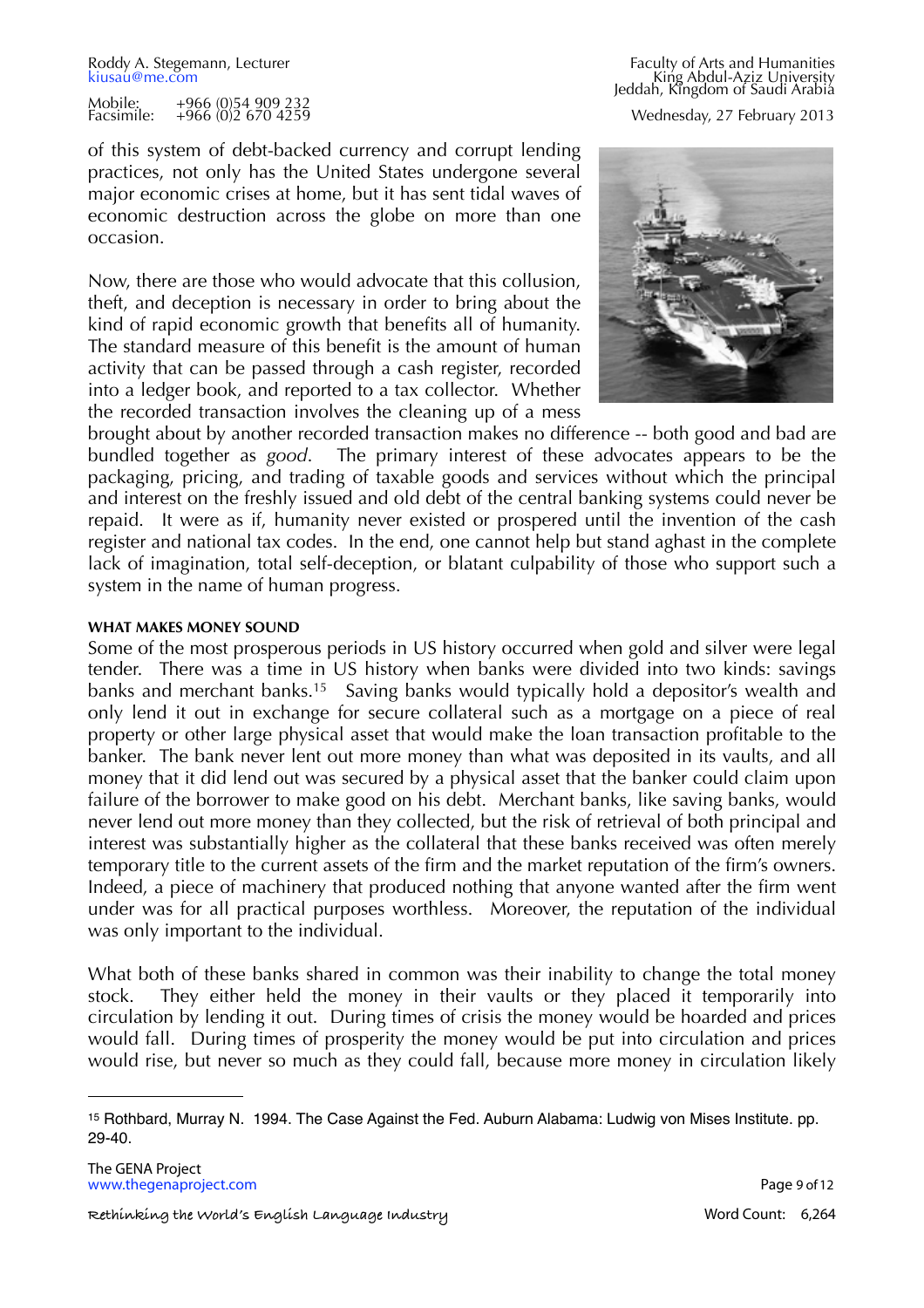of this system of debt-backed currency and corrupt lending practices, not only has the United States undergone several major economic crises at home, but it has sent tidal waves of economic destruction across the globe on more than one occasion.

Now, there are those who would advocate that this collusion, theft, and deception is necessary in order to bring about the kind of rapid economic growth that benefits all of humanity. The standard measure of this benefit is the amount of human activity that can be passed through a cash register, recorded into a ledger book, and reported to a tax collector. Whether the recorded transaction involves the cleaning up of a mess brought about by another recorded transaction makes no difference -- both good and bad are bundled together as *good*. The primary interest of these advocates appears to be the packaging, pricing, and trading of taxable goods and services without which the principal and interest on the freshly issued and old debt of the central banking systems could never be repaid. It were as if, humanity never existed or prospered until the invention of the cash register and national tax codes. In the end, one cannot help but stand aghast in the complete lack of imagination, total self-deception, or blatant culpability of those who support such a system in the name of human progress.

**WHAT MAKES MONEY SOUND**

Some of the most prosperous periods in US history occurred when gold and silver were legal tender. There was a time in US history when banks were divided into two kinds: savings banks and merchant banks.[15] Saving banks would typically hold a depositor's wealth and only lend it out in exchange for secure collateral such as a mortgage on a piece of real property or other large physical asset that would make the loan transaction profitable to the banker. The bank never lent out more money than what was deposited in its vaults, and all money that it did lend out was secured by a physical asset that the banker could claim upon failure of the borrower to make good on his debt. Merchant banks, like saving banks, would never lend out more money than they collected, but the risk of retrieval of both principal and interest was substantially higher as the collateral that these banks received was often merely temporary title to the current assets of the firm and the market reputation of the firm's owners. Indeed, a piece of machinery that produced nothing that anyone wanted after the firm went under was for all practical purposes worthless. Moreover, the reputation of the individual was only important to the individual.

What both of these banks shared in common was their inability to change the total money stock. They either held the money in their vaults or they placed it temporarily into circulation by lending it out. During times of crisis the money would be hoarded and prices would fall. During times of prosperity the money would be put into circulation and prices would rise, but never so much as they could fall, because more money in circulation likely

---

[15] Rothbard, Murray N. 1994. The Case Against the Fed. Auburn Alabama: Ludwig von Mises Institute. pp. 29-40.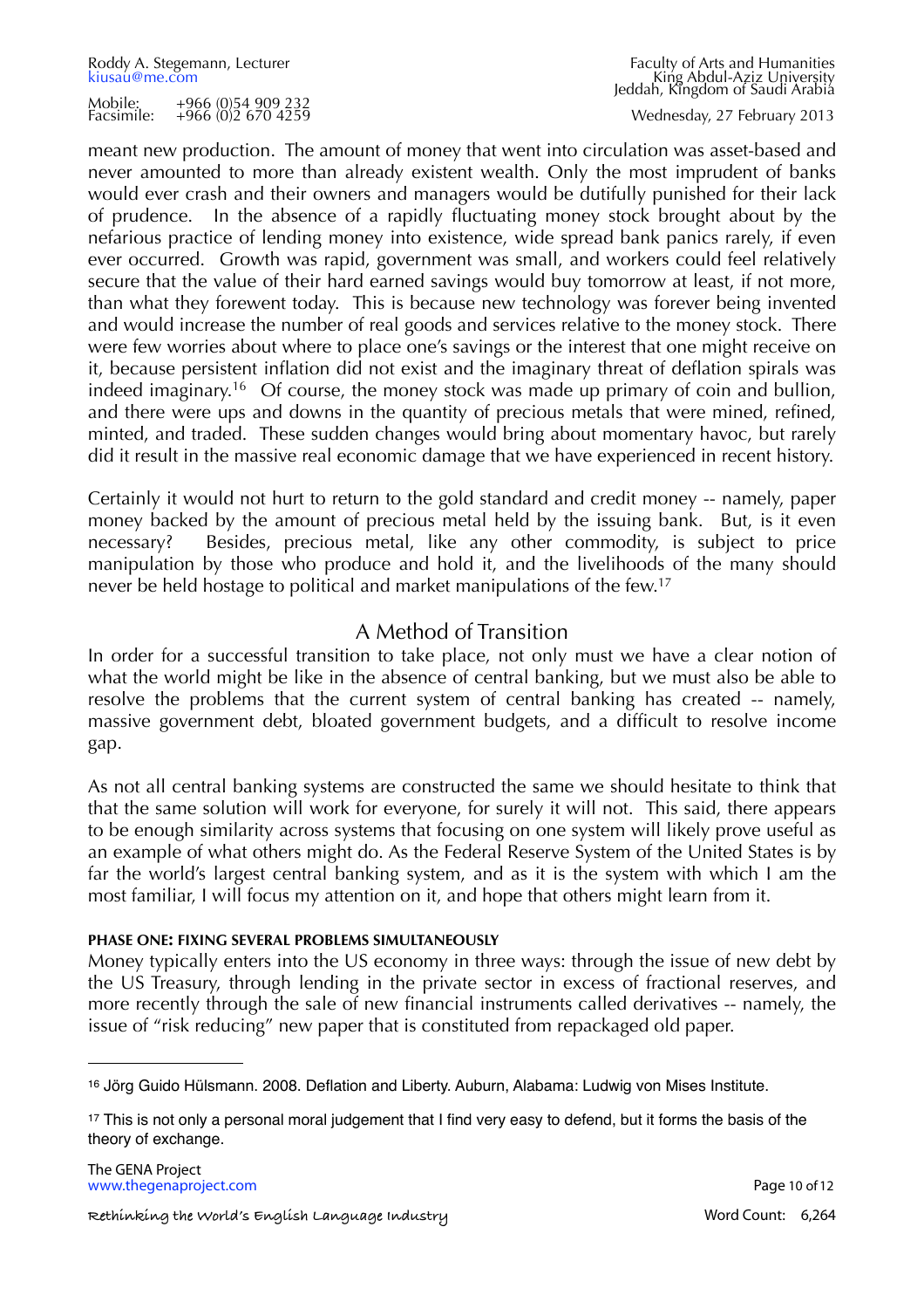meant new production. The amount of money that went into circulation was asset-based and never amounted to more than already existent wealth. Only the most imprudent of banks would ever crash and their owners and managers would be dutifully punished for their lack of prudence. In the absence of a rapidly fluctuating money stock brought about by the nefarious practice of lending money into existence, wide spread bank panics rarely, if even ever occurred. Growth was rapid, government was small, and workers could feel relatively secure that the value of their hard earned savings would buy tomorrow at least, if not more, than what they forewent today. This is because new technology was forever being invented and would increase the number of real goods and services relative to the money stock. There were few worries about where to place one's savings or the interest that one might receive on it, because persistent inflation did not exist and the imaginary threat of deflation spirals was indeed imaginary.[16] Of course, the money stock was made up primary of coin and bullion, and there were ups and downs in the quantity of precious metals that were mined, refined, minted, and traded. These sudden changes would bring about momentary havoc, but rarely did it result in the massive real economic damage that we have experienced in recent history.

Certainly it would not hurt to return to the gold standard and credit money -- namely, paper money backed by the amount of precious metal held by the issuing bank. But, is it even necessary? Besides, precious metal, like any other commodity, is subject to price manipulation by those who produce and hold it, and the livelihoods of the many should never be held hostage to political and market manipulations of the few.[17]

## A Method of Transition

In order for a successful transition to take place, not only must we have a clear notion of what the world might be like in the absence of central banking, but we must also be able to resolve the problems that the current system of central banking has created -- namely, massive government debt, bloated government budgets, and a difficult to resolve income gap.

As not all central banking systems are constructed the same we should hesitate to think that that the same solution will work for everyone, for surely it will not. This said, there appears to be enough similarity across systems that focusing on one system will likely prove useful as an example of what others might do. As the Federal Reserve System of the United States is by far the world's largest central banking system, and as it is the system with which I am the most familiar, I will focus my attention on it, and hope that others might learn from it.

### PHASE ONE: FIXING SEVERAL PROBLEMS SIMULTANEOUSLY

Money typically enters into the US economy in three ways: through the issue of new debt by the US Treasury, through lending in the private sector in excess of fractional reserves, and more recently through the sale of new financial instruments called derivatives -- namely, the issue of "risk reducing" new paper that is constituted from repackaged old paper.

---

[16] Jörg Guido Hülsmann. 2008. Deflation and Liberty. Auburn, Alabama: Ludwig von Mises Institute.

[17] This is not only a personal moral judgement that I find very easy to defend, but it forms the basis of the theory of exchange.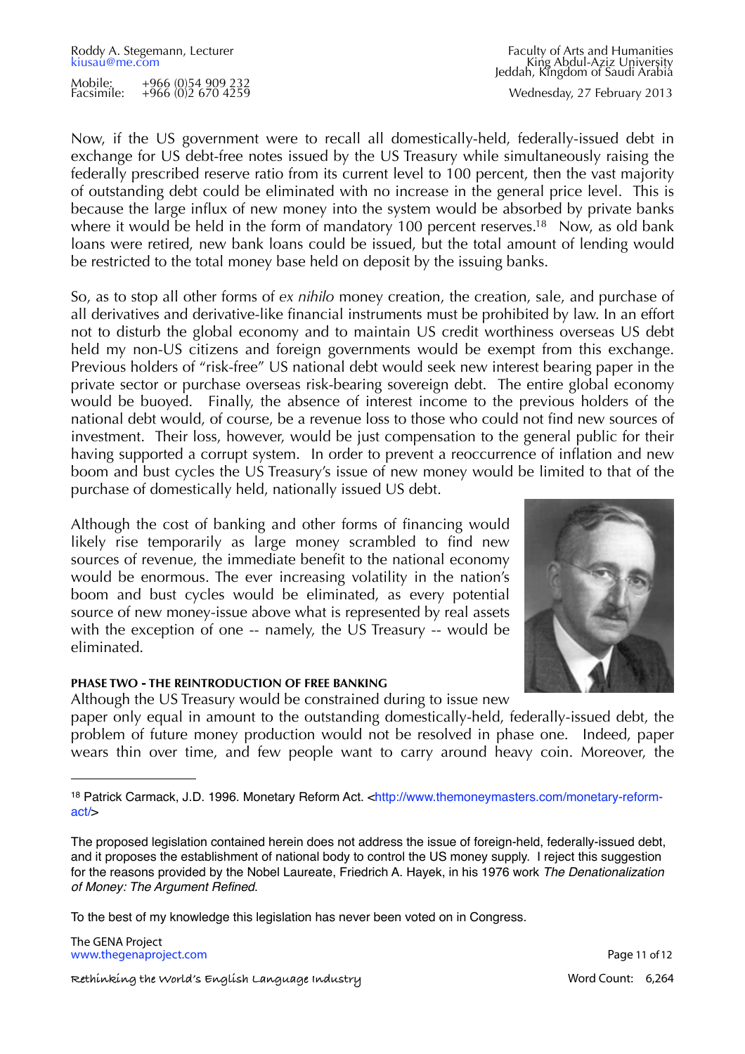Now, if the US government were to recall all domestically-held, federally-issued debt in exchange for US debt-free notes issued by the US Treasury while simultaneously raising the federally prescribed reserve ratio from its current level to 100 percent, then the vast majority of outstanding debt could be eliminated with no increase in the general price level. This is because the large influx of new money into the system would be absorbed by private banks where it would be held in the form of mandatory 100 percent reserves.[18] Now, as old bank loans were retired, new bank loans could be issued, but the total amount of lending would be restricted to the total money base held on deposit by the issuing banks.

So, as to stop all other forms of *ex nihilo* money creation, the creation, sale, and purchase of all derivatives and derivative-like financial instruments must be prohibited by law. In an effort not to disturb the global economy and to maintain US credit worthiness overseas US debt held my non-US citizens and foreign governments would be exempt from this exchange. Previous holders of "risk-free" US national debt would seek new interest bearing paper in the private sector or purchase overseas risk-bearing sovereign debt. The entire global economy would be buoyed. Finally, the absence of interest income to the previous holders of the national debt would, of course, be a revenue loss to those who could not find new sources of investment. Their loss, however, would be just compensation to the general public for their having supported a corrupt system. In order to prevent a reoccurrence of inflation and new boom and bust cycles the US Treasury's issue of new money would be limited to that of the purchase of domestically held, nationally issued US debt.

Although the cost of banking and other forms of financing would likely rise temporarily as large money scrambled to find new sources of revenue, the immediate benefit to the national economy would be enormous. The ever increasing volatility in the nation's boom and bust cycles would be eliminated, as every potential source of new money-issue above what is represented by real assets with the exception of one -- namely, the US Treasury -- would be eliminated.

**PHASE TWO - THE REINTRODUCTION OF FREE BANKING**

Although the US Treasury would be constrained during to issue new paper only equal in amount to the outstanding domestically-held, federally-issued debt, the problem of future money production would not be resolved in phase one. Indeed, paper wears thin over time, and few people want to carry around heavy coin. Moreover, the

---

[18] Patrick Carmack, J.D. 1996. Monetary Reform Act. <http://www.themoneymasters.com/monetary-reform-act/>

The proposed legislation contained herein does not address the issue of foreign-held, federally-issued debt, and it proposes the establishment of national body to control the US money supply. I reject this suggestion for the reasons provided by the Nobel Laureate, Friedrich A. Hayek, in his 1976 work *The Denationalization of Money: The Argument Refined*.

To the best of my knowledge this legislation has never been voted on in Congress.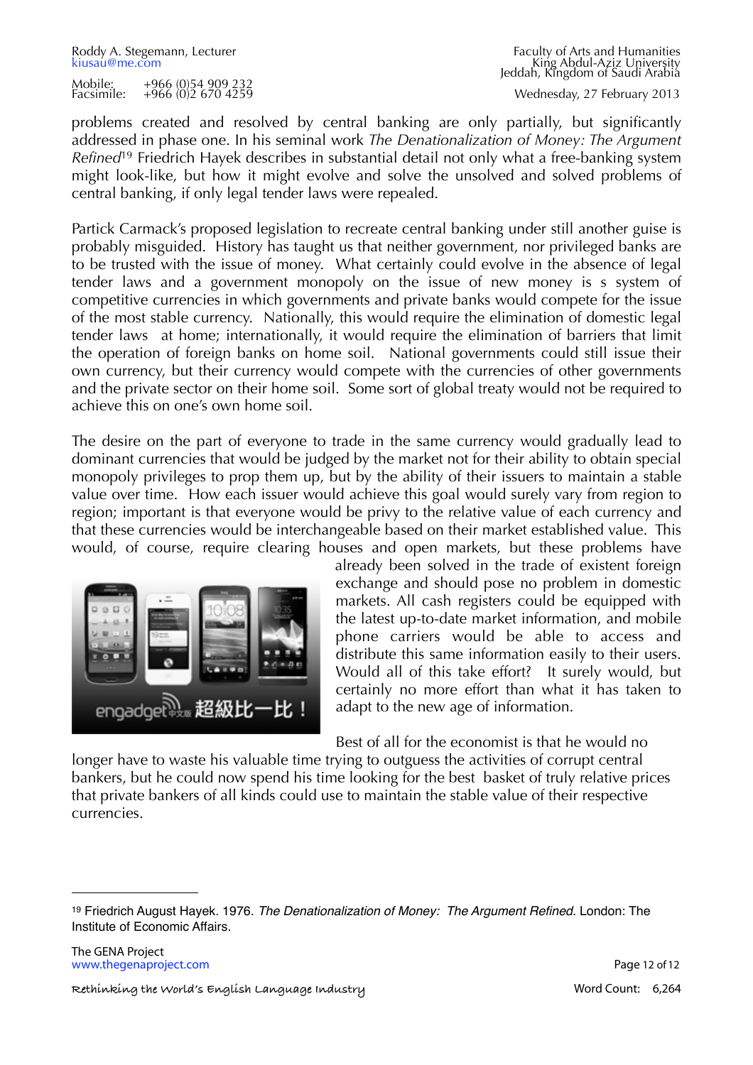problems created and resolved by central banking are only partially, but significantly addressed in phase one. In his seminal work *The Denationalization of Money: The Argument Refined*[19] Friedrich Hayek describes in substantial detail not only what a free-banking system might look-like, but how it might evolve and solve the unsolved and solved problems of central banking, if only legal tender laws were repealed.

Partick Carmack's proposed legislation to recreate central banking under still another guise is probably misguided. History has taught us that neither government, nor privileged banks are to be trusted with the issue of money. What certainly could evolve in the absence of legal tender laws and a government monopoly on the issue of new money is s system of competitive currencies in which governments and private banks would compete for the issue of the most stable currency. Nationally, this would require the elimination of domestic legal tender laws at home; internationally, it would require the elimination of barriers that limit the operation of foreign banks on home soil. National governments could still issue their own currency, but their currency would compete with the currencies of other governments and the private sector on their home soil. Some sort of global treaty would not be required to achieve this on one's own home soil.

The desire on the part of everyone to trade in the same currency would gradually lead to dominant currencies that would be judged by the market not for their ability to obtain special monopoly privileges to prop them up, but by the ability of their issuers to maintain a stable value over time. How each issuer would achieve this goal would surely vary from region to region; important is that everyone would be privy to the relative value of each currency and that these currencies would be interchangeable based on their market established value. This would, of course, require clearing houses and open markets, but these problems have already been solved in the trade of existent foreign exchange and should pose no problem in domestic markets. All cash registers could be equipped with the latest up-to-date market information, and mobile phone carriers would be able to access and distribute this same information easily to their users. Would all of this take effort? It surely would, but certainly no more effort than what it has taken to adapt to the new age of information.

Best of all for the economist is that he would no longer have to waste his valuable time trying to outguess the activities of corrupt central bankers, but he could now spend his time looking for the best basket of truly relative prices that private bankers of all kinds could use to maintain the stable value of their respective currencies.

---

[19] Friedrich August Hayek. 1976. *The Denationalization of Money: The Argument Refined.* London: The Institute of Economic Affairs.